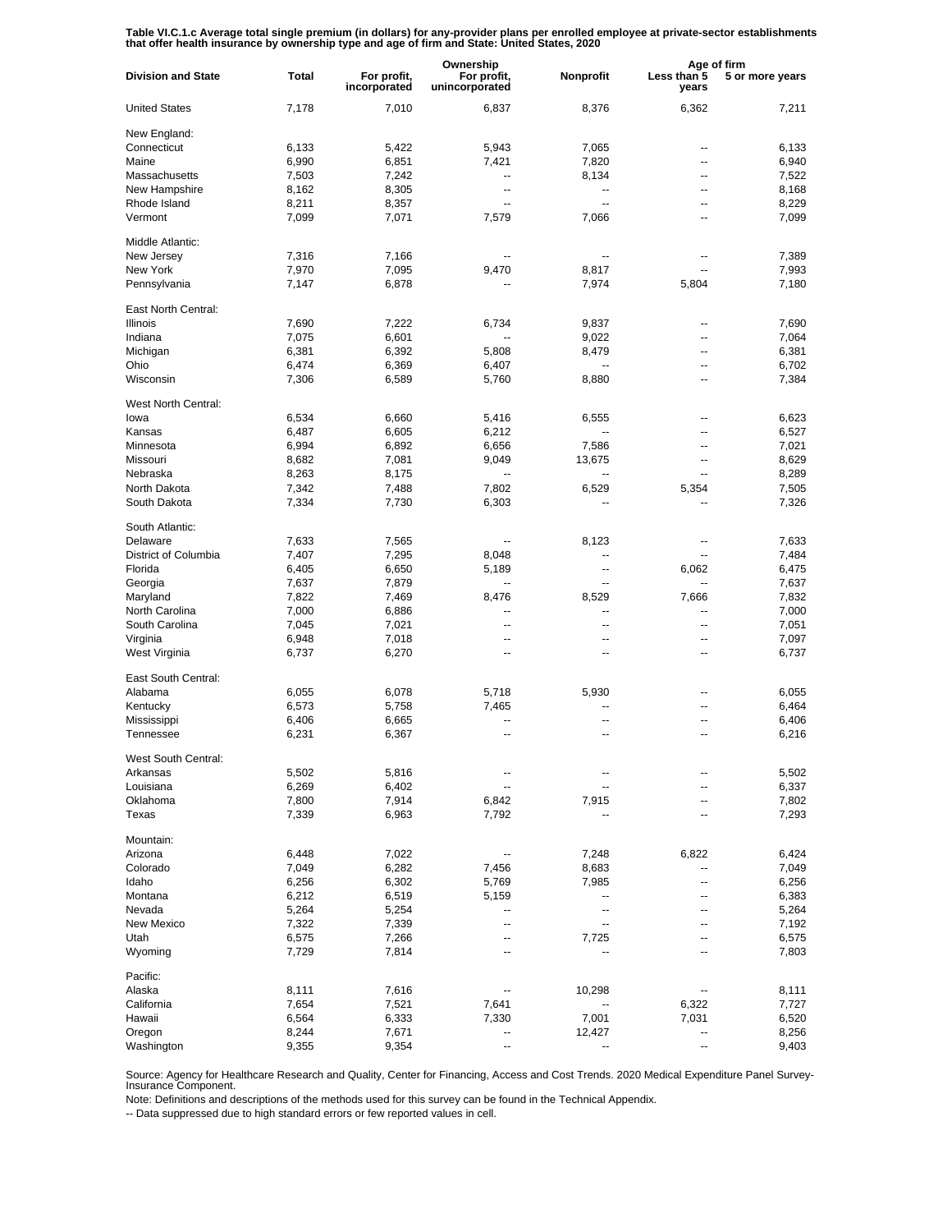**Table VI.C.1.c Average total single premium (in dollars) for any-provider plans per enrolled employee at private-sector establishments that offer health insurance by ownership type and age of firm and State: United States, 2020**

| Division and State | Total | Ownership | | | Age of firm | |
|---|---|---|---|---|---|---|
| | | For profit, incorporated | For profit, unincorporated | Nonprofit | Less than 5 years | 5 or more years |
| United States | 7,178 | 7,010 | 6,837 | 8,376 | 6,362 | 7,211 |
| New England: | | | | | | |
| Connecticut | 6,133 | 5,422 | 5,943 | 7,065 | -- | 6,133 |
| Maine | 6,990 | 6,851 | 7,421 | 7,820 | -- | 6,940 |
| Massachusetts | 7,503 | 7,242 | -- | 8,134 | -- | 7,522 |
| New Hampshire | 8,162 | 8,305 | -- | -- | -- | 8,168 |
| Rhode Island | 8,211 | 8,357 | -- | -- | -- | 8,229 |
| Vermont | 7,099 | 7,071 | 7,579 | 7,066 | -- | 7,099 |
| Middle Atlantic: | | | | | | |
| New Jersey | 7,316 | 7,166 | -- | -- | -- | 7,389 |
| New York | 7,970 | 7,095 | 9,470 | 8,817 | -- | 7,993 |
| Pennsylvania | 7,147 | 6,878 | -- | 7,974 | 5,804 | 7,180 |
| East North Central: | | | | | | |
| Illinois | 7,690 | 7,222 | 6,734 | 9,837 | -- | 7,690 |
| Indiana | 7,075 | 6,601 | -- | 9,022 | -- | 7,064 |
| Michigan | 6,381 | 6,392 | 5,808 | 8,479 | -- | 6,381 |
| Ohio | 6,474 | 6,369 | 6,407 | -- | -- | 6,702 |
| Wisconsin | 7,306 | 6,589 | 5,760 | 8,880 | -- | 7,384 |
| West North Central: | | | | | | |
| Iowa | 6,534 | 6,660 | 5,416 | 6,555 | -- | 6,623 |
| Kansas | 6,487 | 6,605 | 6,212 | -- | -- | 6,527 |
| Minnesota | 6,994 | 6,892 | 6,656 | 7,586 | -- | 7,021 |
| Missouri | 8,682 | 7,081 | 9,049 | 13,675 | -- | 8,629 |
| Nebraska | 8,263 | 8,175 | -- | -- | -- | 8,289 |
| North Dakota | 7,342 | 7,488 | 7,802 | 6,529 | 5,354 | 7,505 |
| South Dakota | 7,334 | 7,730 | 6,303 | -- | -- | 7,326 |
| South Atlantic: | | | | | | |
| Delaware | 7,633 | 7,565 | -- | 8,123 | -- | 7,633 |
| District of Columbia | 7,407 | 7,295 | 8,048 | -- | -- | 7,484 |
| Florida | 6,405 | 6,650 | 5,189 | -- | 6,062 | 6,475 |
| Georgia | 7,637 | 7,879 | -- | -- | -- | 7,637 |
| Maryland | 7,822 | 7,469 | 8,476 | 8,529 | 7,666 | 7,832 |
| North Carolina | 7,000 | 6,886 | -- | -- | -- | 7,000 |
| South Carolina | 7,045 | 7,021 | -- | -- | -- | 7,051 |
| Virginia | 6,948 | 7,018 | -- | -- | -- | 7,097 |
| West Virginia | 6,737 | 6,270 | -- | -- | -- | 6,737 |
| East South Central: | | | | | | |
| Alabama | 6,055 | 6,078 | 5,718 | 5,930 | -- | 6,055 |
| Kentucky | 6,573 | 5,758 | 7,465 | -- | -- | 6,464 |
| Mississippi | 6,406 | 6,665 | -- | -- | -- | 6,406 |
| Tennessee | 6,231 | 6,367 | -- | -- | -- | 6,216 |
| West South Central: | | | | | | |
| Arkansas | 5,502 | 5,816 | -- | -- | -- | 5,502 |
| Louisiana | 6,269 | 6,402 | -- | -- | -- | 6,337 |
| Oklahoma | 7,800 | 7,914 | 6,842 | 7,915 | -- | 7,802 |
| Texas | 7,339 | 6,963 | 7,792 | -- | -- | 7,293 |
| Mountain: | | | | | | |
| Arizona | 6,448 | 7,022 | -- | 7,248 | 6,822 | 6,424 |
| Colorado | 7,049 | 6,282 | 7,456 | 8,683 | -- | 7,049 |
| Idaho | 6,256 | 6,302 | 5,769 | 7,985 | -- | 6,256 |
| Montana | 6,212 | 6,519 | 5,159 | -- | -- | 6,383 |
| Nevada | 5,264 | 5,254 | -- | -- | -- | 5,264 |
| New Mexico | 7,322 | 7,339 | -- | -- | -- | 7,192 |
| Utah | 6,575 | 7,266 | -- | 7,725 | -- | 6,575 |
| Wyoming | 7,729 | 7,814 | -- | -- | -- | 7,803 |
| Pacific: | | | | | | |
| Alaska | 8,111 | 7,616 | -- | 10,298 | -- | 8,111 |
| California | 7,654 | 7,521 | 7,641 | -- | 6,322 | 7,727 |
| Hawaii | 6,564 | 6,333 | 7,330 | 7,001 | 7,031 | 6,520 |
| Oregon | 8,244 | 7,671 | -- | 12,427 | -- | 8,256 |
| Washington | 9,355 | 9,354 | -- | -- | -- | 9,403 |

Source: Agency for Healthcare Research and Quality, Center for Financing, Access and Cost Trends. 2020 Medical Expenditure Panel Survey-Insurance Component.

Note: Definitions and descriptions of the methods used for this survey can be found in the Technical Appendix.

-- Data suppressed due to high standard errors or few reported values in cell.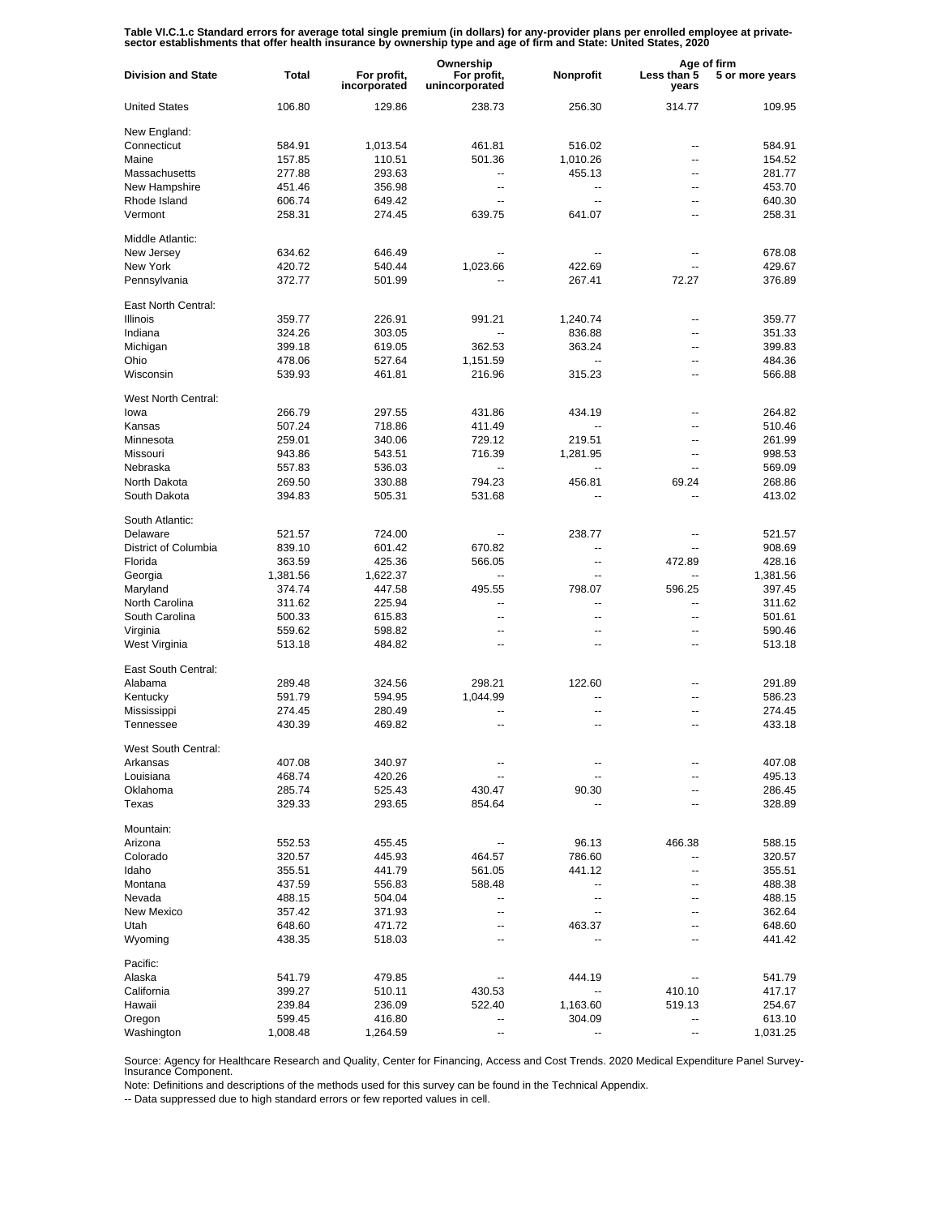**Table VI.C.1.c Standard errors for average total single premium (in dollars) for any-provider plans per enrolled employee at private-sector establishments that offer health insurance by ownership type and age of firm and State: United States, 2020**

| Division and State | Total | Ownership | | | Age of firm | |
|---|---|---|---|---|---|---|
| | | For profit, incorporated | For profit, unincorporated | Nonprofit | Less than 5 years | 5 or more years |
| United States | 106.80 | 129.86 | 238.73 | 256.30 | 314.77 | 109.95 |
| New England: | | | | | | |
| Connecticut | 584.91 | 1,013.54 | 461.81 | 516.02 | -- | 584.91 |
| Maine | 157.85 | 110.51 | 501.36 | 1,010.26 | -- | 154.52 |
| Massachusetts | 277.88 | 293.63 | -- | 455.13 | -- | 281.77 |
| New Hampshire | 451.46 | 356.98 | -- | -- | -- | 453.70 |
| Rhode Island | 606.74 | 649.42 | -- | -- | -- | 640.30 |
| Vermont | 258.31 | 274.45 | 639.75 | 641.07 | -- | 258.31 |
| Middle Atlantic: | | | | | | |
| New Jersey | 634.62 | 646.49 | -- | -- | -- | 678.08 |
| New York | 420.72 | 540.44 | 1,023.66 | 422.69 | -- | 429.67 |
| Pennsylvania | 372.77 | 501.99 | -- | 267.41 | 72.27 | 376.89 |
| East North Central: | | | | | | |
| Illinois | 359.77 | 226.91 | 991.21 | 1,240.74 | -- | 359.77 |
| Indiana | 324.26 | 303.05 | -- | 836.88 | -- | 351.33 |
| Michigan | 399.18 | 619.05 | 362.53 | 363.24 | -- | 399.83 |
| Ohio | 478.06 | 527.64 | 1,151.59 | -- | -- | 484.36 |
| Wisconsin | 539.93 | 461.81 | 216.96 | 315.23 | -- | 566.88 |
| West North Central: | | | | | | |
| Iowa | 266.79 | 297.55 | 431.86 | 434.19 | -- | 264.82 |
| Kansas | 507.24 | 718.86 | 411.49 | -- | -- | 510.46 |
| Minnesota | 259.01 | 340.06 | 729.12 | 219.51 | -- | 261.99 |
| Missouri | 943.86 | 543.51 | 716.39 | 1,281.95 | -- | 998.53 |
| Nebraska | 557.83 | 536.03 | -- | -- | -- | 569.09 |
| North Dakota | 269.50 | 330.88 | 794.23 | 456.81 | 69.24 | 268.86 |
| South Dakota | 394.83 | 505.31 | 531.68 | -- | -- | 413.02 |
| South Atlantic: | | | | | | |
| Delaware | 521.57 | 724.00 | -- | 238.77 | -- | 521.57 |
| District of Columbia | 839.10 | 601.42 | 670.82 | -- | -- | 908.69 |
| Florida | 363.59 | 425.36 | 566.05 | -- | 472.89 | 428.16 |
| Georgia | 1,381.56 | 1,622.37 | -- | -- | -- | 1,381.56 |
| Maryland | 374.74 | 447.58 | 495.55 | 798.07 | 596.25 | 397.45 |
| North Carolina | 311.62 | 225.94 | -- | -- | -- | 311.62 |
| South Carolina | 500.33 | 615.83 | -- | -- | -- | 501.61 |
| Virginia | 559.62 | 598.82 | -- | -- | -- | 590.46 |
| West Virginia | 513.18 | 484.82 | -- | -- | -- | 513.18 |
| East South Central: | | | | | | |
| Alabama | 289.48 | 324.56 | 298.21 | 122.60 | -- | 291.89 |
| Kentucky | 591.79 | 594.95 | 1,044.99 | -- | -- | 586.23 |
| Mississippi | 274.45 | 280.49 | -- | -- | -- | 274.45 |
| Tennessee | 430.39 | 469.82 | -- | -- | -- | 433.18 |
| West South Central: | | | | | | |
| Arkansas | 407.08 | 340.97 | -- | -- | -- | 407.08 |
| Louisiana | 468.74 | 420.26 | -- | -- | -- | 495.13 |
| Oklahoma | 285.74 | 525.43 | 430.47 | 90.30 | -- | 286.45 |
| Texas | 329.33 | 293.65 | 854.64 | -- | -- | 328.89 |
| Mountain: | | | | | | |
| Arizona | 552.53 | 455.45 | -- | 96.13 | 466.38 | 588.15 |
| Colorado | 320.57 | 445.93 | 464.57 | 786.60 | -- | 320.57 |
| Idaho | 355.51 | 441.79 | 561.05 | 441.12 | -- | 355.51 |
| Montana | 437.59 | 556.83 | 588.48 | -- | -- | 488.38 |
| Nevada | 488.15 | 504.04 | -- | -- | -- | 488.15 |
| New Mexico | 357.42 | 371.93 | -- | -- | -- | 362.64 |
| Utah | 648.60 | 471.72 | -- | 463.37 | -- | 648.60 |
| Wyoming | 438.35 | 518.03 | -- | -- | -- | 441.42 |
| Pacific: | | | | | | |
| Alaska | 541.79 | 479.85 | -- | 444.19 | -- | 541.79 |
| California | 399.27 | 510.11 | 430.53 | -- | 410.10 | 417.17 |
| Hawaii | 239.84 | 236.09 | 522.40 | 1,163.60 | 519.13 | 254.67 |
| Oregon | 599.45 | 416.80 | -- | 304.09 | -- | 613.10 |
| Washington | 1,008.48 | 1,264.59 | -- | -- | -- | 1,031.25 |

Source: Agency for Healthcare Research and Quality, Center for Financing, Access and Cost Trends. 2020 Medical Expenditure Panel Survey-Insurance Component.

Note: Definitions and descriptions of the methods used for this survey can be found in the Technical Appendix.

-- Data suppressed due to high standard errors or few reported values in cell.